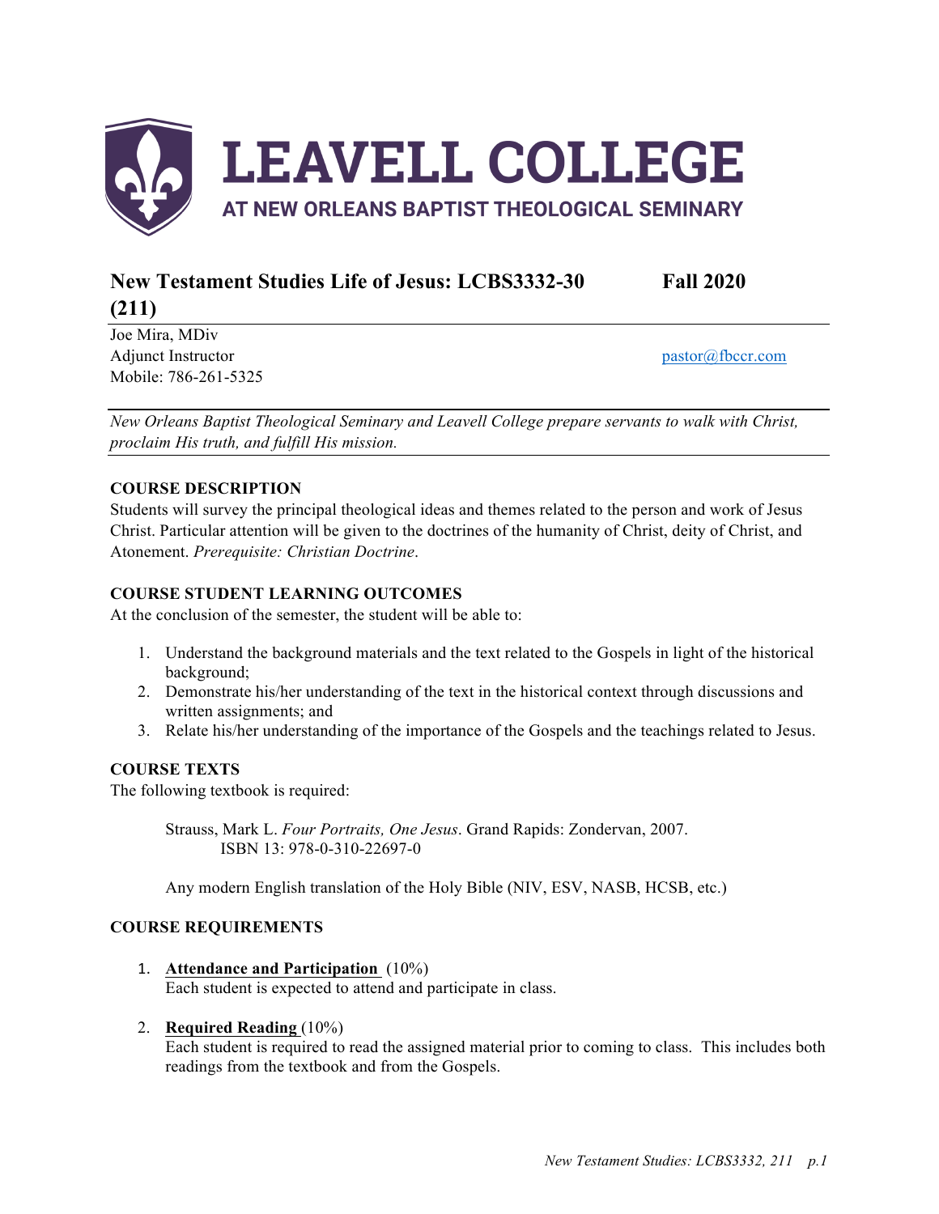# LEAVELL COLLEGE

AT NEW ORLEANS BAPTIST THEOLOGICAL SEMINARY

## New Testament Studies Life of Jesus: LCBS3332-30 (211) — Fall 2020

Joe Mira, MDiv
Adjunct Instructor
Mobile: 786-261-5325

pastor@fbccr.com

*New Orleans Baptist Theological Seminary and Leavell College prepare servants to walk with Christ, proclaim His truth, and fulfill His mission.*

### COURSE DESCRIPTION

Students will survey the principal theological ideas and themes related to the person and work of Jesus Christ. Particular attention will be given to the doctrines of the humanity of Christ, deity of Christ, and Atonement. *Prerequisite: Christian Doctrine*.

### COURSE STUDENT LEARNING OUTCOMES

At the conclusion of the semester, the student will be able to:

1. Understand the background materials and the text related to the Gospels in light of the historical background;
2. Demonstrate his/her understanding of the text in the historical context through discussions and written assignments; and
3. Relate his/her understanding of the importance of the Gospels and the teachings related to Jesus.

### COURSE TEXTS

The following textbook is required:

Strauss, Mark L. *Four Portraits, One Jesus*. Grand Rapids: Zondervan, 2007.
ISBN 13: 978-0-310-22697-0

Any modern English translation of the Holy Bible (NIV, ESV, NASB, HCSB, etc.)

### COURSE REQUIREMENTS

1. **Attendance and Participation** (10%)
   Each student is expected to attend and participate in class.

2. **Required Reading** (10%)
   Each student is required to read the assigned material prior to coming to class. This includes both readings from the textbook and from the Gospels.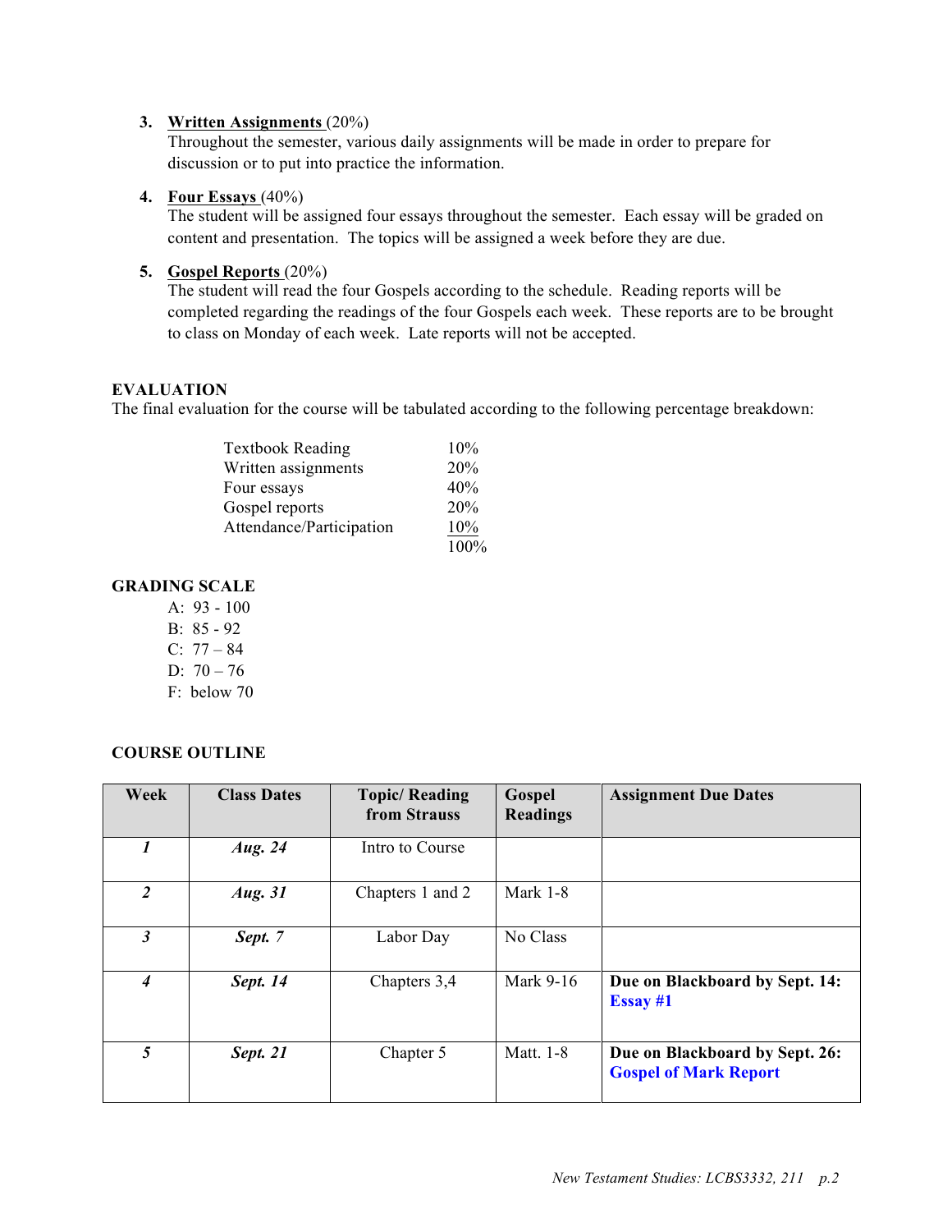3. **Written Assignments** (20%)
   Throughout the semester, various daily assignments will be made in order to prepare for discussion or to put into practice the information.

4. **Four Essays** (40%)
   The student will be assigned four essays throughout the semester. Each essay will be graded on content and presentation. The topics will be assigned a week before they are due.

5. **Gospel Reports** (20%)
   The student will read the four Gospels according to the schedule. Reading reports will be completed regarding the readings of the four Gospels each week. These reports are to be brought to class on Monday of each week. Late reports will not be accepted.

## EVALUATION

The final evaluation for the course will be tabulated according to the following percentage breakdown:

| | |
|---|---|
| Textbook Reading | 10% |
| Written assignments | 20% |
| Four essays | 40% |
| Gospel reports | 20% |
| Attendance/Participation | 10% |
| | 100% |

## GRADING SCALE

A: 93 - 100
B: 85 - 92
C: 77 – 84
D: 70 – 76
F: below 70

## COURSE OUTLINE

| Week | Class Dates | Topic/ Reading from Strauss | Gospel Readings | Assignment Due Dates |
|---|---|---|---|---|
| ***1*** | ***Aug. 24*** | Intro to Course | | |
| ***2*** | ***Aug. 31*** | Chapters 1 and 2 | Mark 1-8 | |
| ***3*** | ***Sept. 7*** | Labor Day | No Class | |
| ***4*** | ***Sept. 14*** | Chapters 3,4 | Mark 9-16 | **Due on Blackboard by Sept. 14: Essay #1** |
| ***5*** | ***Sept. 21*** | Chapter 5 | Matt. 1-8 | **Due on Blackboard by Sept. 26: Gospel of Mark Report** |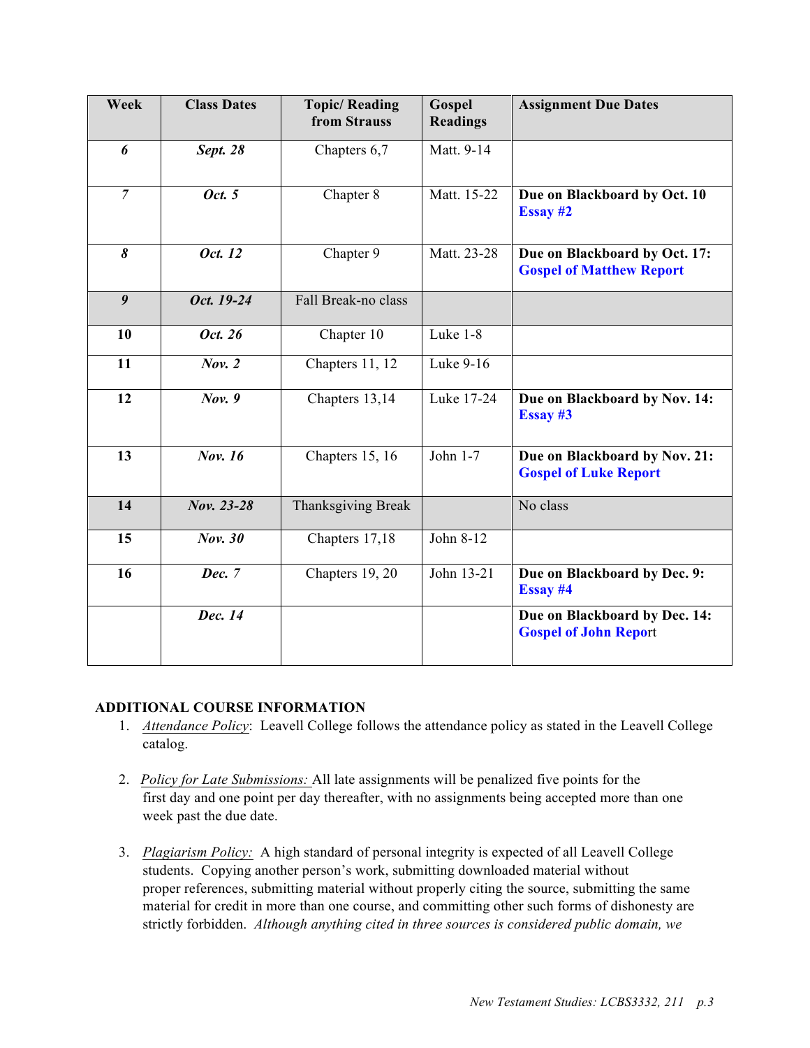| Week | Class Dates | Topic/ Reading from Strauss | Gospel Readings | Assignment Due Dates |
|---|---|---|---|---|
| *6* | ***Sept. 28*** | Chapters 6,7 | Matt. 9-14 | |
| *7* | ***Oct. 5*** | Chapter 8 | Matt. 15-22 | **Due on Blackboard by Oct. 10** **Essay #2** |
| *8* | ***Oct. 12*** | Chapter 9 | Matt. 23-28 | **Due on Blackboard by Oct. 17:** **Gospel of Matthew Report** |
| *9* | ***Oct. 19-24*** | Fall Break-no class | | |
| **10** | ***Oct. 26*** | Chapter 10 | Luke 1-8 | |
| **11** | ***Nov. 2*** | Chapters 11, 12 | Luke 9-16 | |
| **12** | ***Nov. 9*** | Chapters 13,14 | Luke 17-24 | **Due on Blackboard by Nov. 14:** **Essay #3** |
| **13** | ***Nov. 16*** | Chapters 15, 16 | John 1-7 | **Due on Blackboard by Nov. 21:** **Gospel of Luke Report** |
| **14** | ***Nov. 23-28*** | Thanksgiving Break | | No class |
| **15** | ***Nov. 30*** | Chapters 17,18 | John 8-12 | |
| **16** | ***Dec. 7*** | Chapters 19, 20 | John 13-21 | **Due on Blackboard by Dec. 9:** **Essay #4** |
| | ***Dec. 14*** | | | **Due on Blackboard by Dec. 14:** **Gospel of John Report** |

**ADDITIONAL COURSE INFORMATION**

1. *Attendance Policy*: Leavell College follows the attendance policy as stated in the Leavell College catalog.

2. *Policy for Late Submissions:* All late assignments will be penalized five points for the first day and one point per day thereafter, with no assignments being accepted more than one week past the due date.

3. *Plagiarism Policy:* A high standard of personal integrity is expected of all Leavell College students. Copying another person's work, submitting downloaded material without proper references, submitting material without properly citing the source, submitting the same material for credit in more than one course, and committing other such forms of dishonesty are strictly forbidden. *Although anything cited in three sources is considered public domain, we*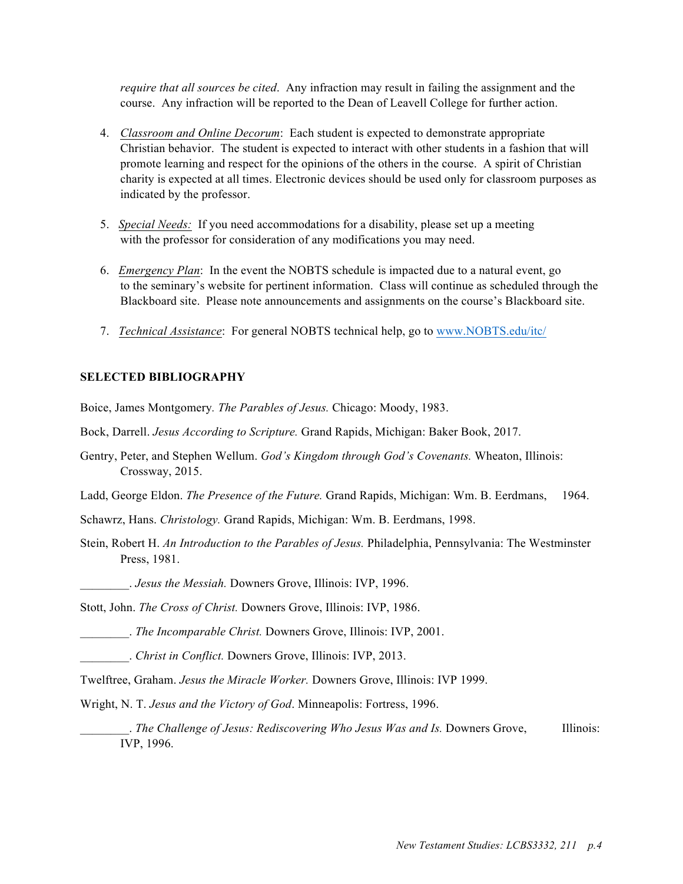*require that all sources be cited*. Any infraction may result in failing the assignment and the course. Any infraction will be reported to the Dean of Leavell College for further action.

4. *Classroom and Online Decorum*: Each student is expected to demonstrate appropriate Christian behavior. The student is expected to interact with other students in a fashion that will promote learning and respect for the opinions of the others in the course. A spirit of Christian charity is expected at all times. Electronic devices should be used only for classroom purposes as indicated by the professor.

5. *Special Needs:* If you need accommodations for a disability, please set up a meeting with the professor for consideration of any modifications you may need.

6. *Emergency Plan*: In the event the NOBTS schedule is impacted due to a natural event, go to the seminary's website for pertinent information. Class will continue as scheduled through the Blackboard site. Please note announcements and assignments on the course's Blackboard site.

7. *Technical Assistance*: For general NOBTS technical help, go to [www.NOBTS.edu/itc/](www.NOBTS.edu/itc/)

**SELECTED BIBLIOGRAPHY**

Boice, James Montgomery. *The Parables of Jesus.* Chicago: Moody, 1983.

Bock, Darrell. *Jesus According to Scripture.* Grand Rapids, Michigan: Baker Book, 2017.

Gentry, Peter, and Stephen Wellum. *God's Kingdom through God's Covenants.* Wheaton, Illinois: Crossway, 2015.

Ladd, George Eldon. *The Presence of the Future.* Grand Rapids, Michigan: Wm. B. Eerdmans, 1964.

Schawrz, Hans. *Christology.* Grand Rapids, Michigan: Wm. B. Eerdmans, 1998.

Stein, Robert H. *An Introduction to the Parables of Jesus.* Philadelphia, Pennsylvania: The Westminster Press, 1981.

________. *Jesus the Messiah.* Downers Grove, Illinois: IVP, 1996.

Stott, John. *The Cross of Christ.* Downers Grove, Illinois: IVP, 1986.

________. *The Incomparable Christ.* Downers Grove, Illinois: IVP, 2001.

________. *Christ in Conflict.* Downers Grove, Illinois: IVP, 2013.

Twelftree, Graham. *Jesus the Miracle Worker.* Downers Grove, Illinois: IVP 1999.

Wright, N. T. *Jesus and the Victory of God*. Minneapolis: Fortress, 1996.

________. *The Challenge of Jesus: Rediscovering Who Jesus Was and Is.* Downers Grove, Illinois: IVP, 1996.